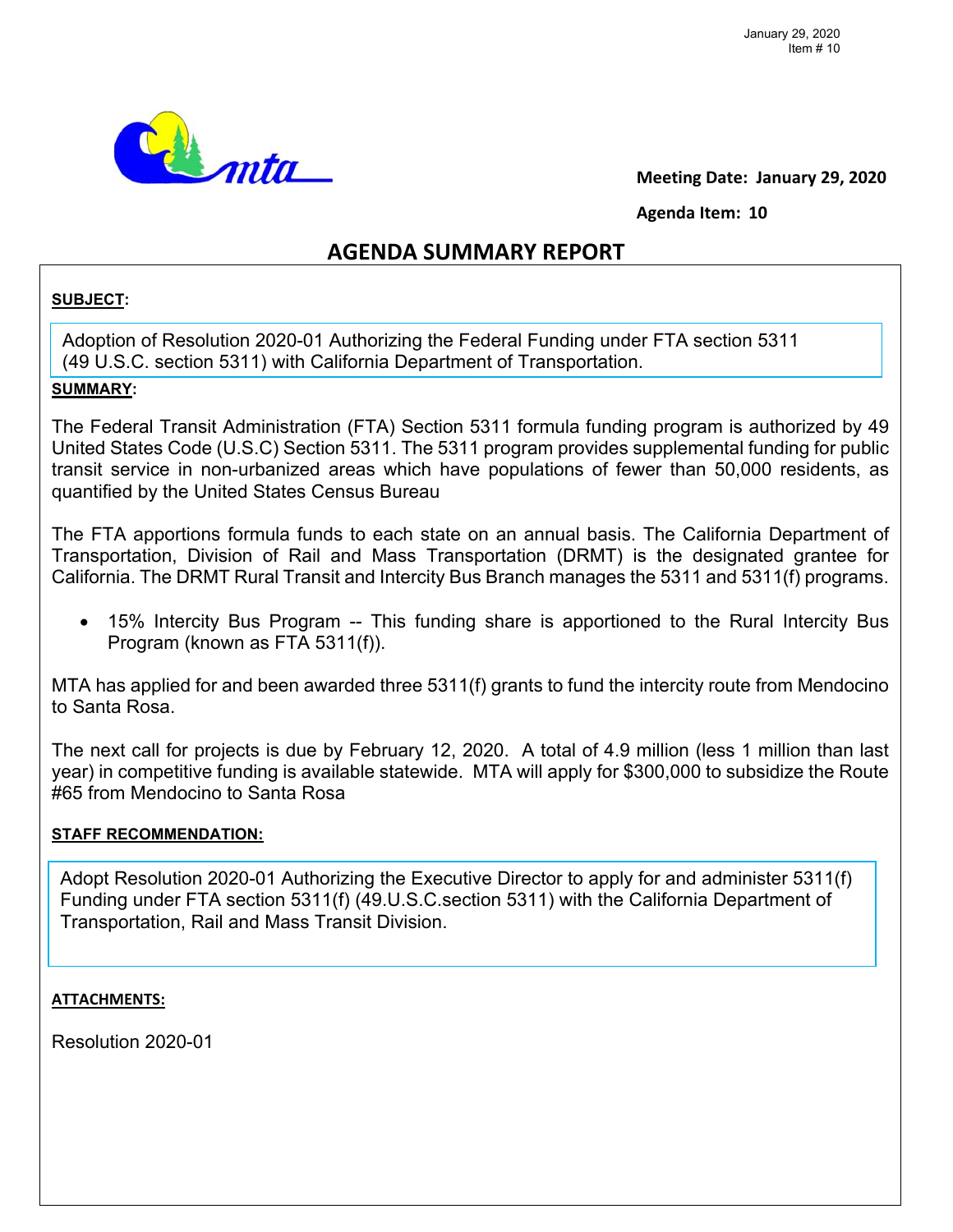Meeting Date: **January 29, 2020**

Agenda Item: **10**

# AGENDA SUMMARY REPORT

**SUBJECT:**

Adoption of Resolution 2020-01 Authorizing the Federal Funding under FTA section 5311 (49 U.S.C. section 5311) with California Department of Transportation.

**SUMMARY:**

The Federal Transit Administration (FTA) Section 5311 formula funding program is authorized by 49 United States Code (U.S.C) Section 5311. The 5311 program provides supplemental funding for public transit service in non-urbanized areas which have populations of fewer than 50,000 residents, as quantified by the United States Census Bureau

The FTA apportions formula funds to each state on an annual basis. The California Department of Transportation, Division of Rail and Mass Transportation (DRMT) is the designated grantee for California. The DRMT Rural Transit and Intercity Bus Branch manages the 5311 and 5311(f) programs.

- 15% Intercity Bus Program -- This funding share is apportioned to the Rural Intercity Bus Program (known as FTA 5311(f)).

MTA has applied for and been awarded three 5311(f) grants to fund the intercity route from Mendocino to Santa Rosa.

The next call for projects is due by February 12, 2020. A total of 4.9 million (less 1 million than last year) in competitive funding is available statewide. MTA will apply for $300,000 to subsidize the Route #65 from Mendocino to Santa Rosa

**STAFF RECOMMENDATION:**

Adopt Resolution 2020-01 Authorizing the Executive Director to apply for and administer 5311(f) Funding under FTA section 5311(f) (49.U.S.C.section 5311) with the California Department of Transportation, Rail and Mass Transit Division.

**ATTACHMENTS:**

Resolution 2020-01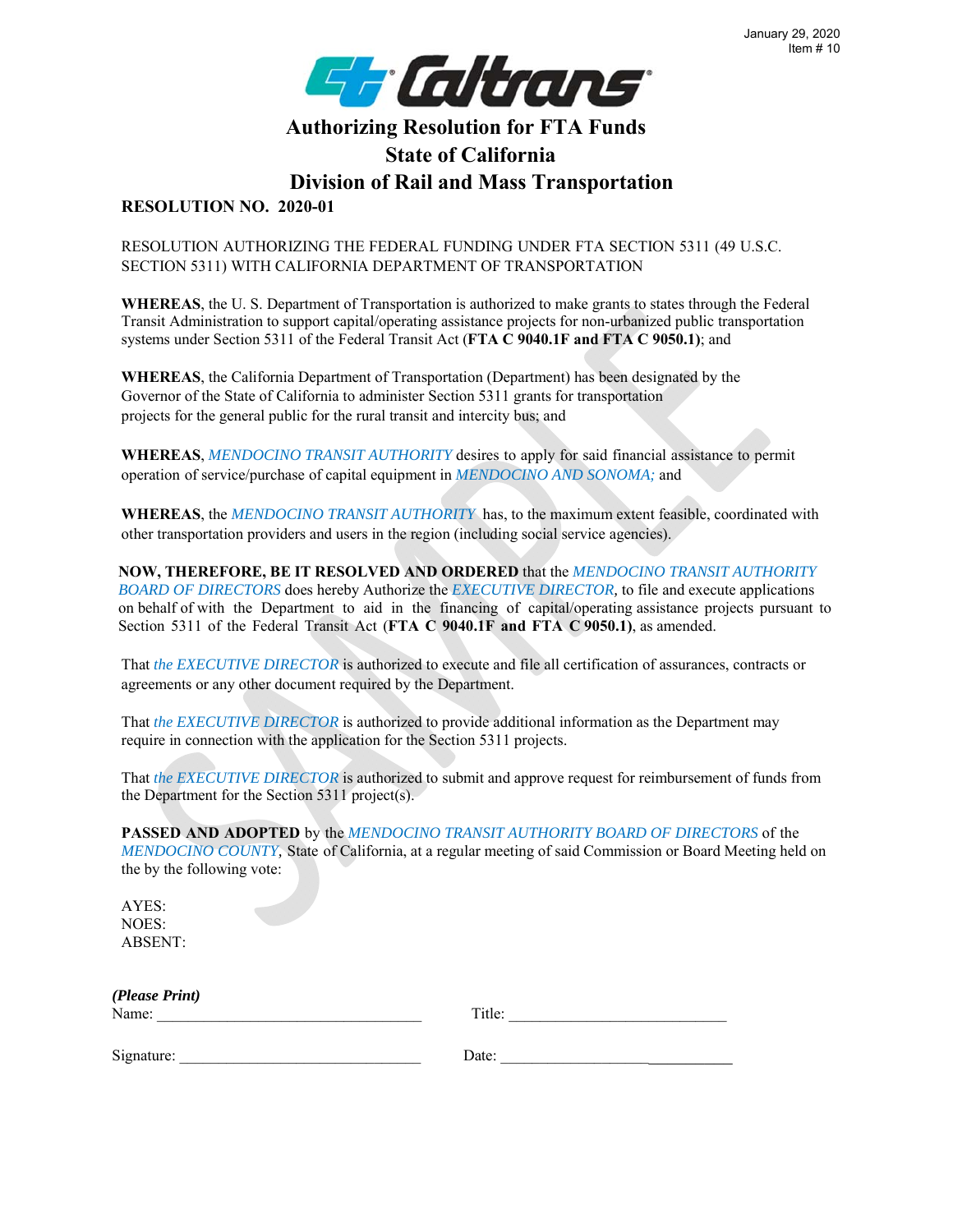January 29, 2020
Item # 10

# Authorizing Resolution for FTA Funds
## State of California
## Division of Rail and Mass Transportation

**RESOLUTION NO. 2020-01**

RESOLUTION AUTHORIZING THE FEDERAL FUNDING UNDER FTA SECTION 5311 (49 U.S.C. SECTION 5311) WITH CALIFORNIA DEPARTMENT OF TRANSPORTATION

**WHEREAS**, the U. S. Department of Transportation is authorized to make grants to states through the Federal Transit Administration to support capital/operating assistance projects for non-urbanized public transportation systems under Section 5311 of the Federal Transit Act (**FTA C 9040.1F and FTA C 9050.1)**; and

**WHEREAS**, the California Department of Transportation (Department) has been designated by the Governor of the State of California to administer Section 5311 grants for transportation projects for the general public for the rural transit and intercity bus; and

**WHEREAS**, *MENDOCINO TRANSIT AUTHORITY* desires to apply for said financial assistance to permit operation of service/purchase of capital equipment in *MENDOCINO AND SONOMA;* and

**WHEREAS**, the *MENDOCINO TRANSIT AUTHORITY* has, to the maximum extent feasible, coordinated with other transportation providers and users in the region (including social service agencies).

**NOW, THEREFORE, BE IT RESOLVED AND ORDERED** that the *MENDOCINO TRANSIT AUTHORITY BOARD OF DIRECTORS* does hereby Authorize the *EXECUTIVE DIRECTOR*, to file and execute applications on behalf of with the Department to aid in the financing of capital/operating assistance projects pursuant to Section 5311 of the Federal Transit Act (**FTA C 9040.1F and FTA C 9050.1)**, as amended.

That *the EXECUTIVE DIRECTOR* is authorized to execute and file all certification of assurances, contracts or agreements or any other document required by the Department.

That *the EXECUTIVE DIRECTOR* is authorized to provide additional information as the Department may require in connection with the application for the Section 5311 projects.

That *the EXECUTIVE DIRECTOR* is authorized to submit and approve request for reimbursement of funds from the Department for the Section 5311 project(s).

**PASSED AND ADOPTED** by the *MENDOCINO TRANSIT AUTHORITY BOARD OF DIRECTORS* of the *MENDOCINO COUNTY*, State of California, at a regular meeting of said Commission or Board Meeting held on the by the following vote:

AYES:
NOES:
ABSENT:

***(Please Print)***
Name: ______________________________ Title: ______________________________

Signature: ______________________________ Date: ______________________________

SAMPLE